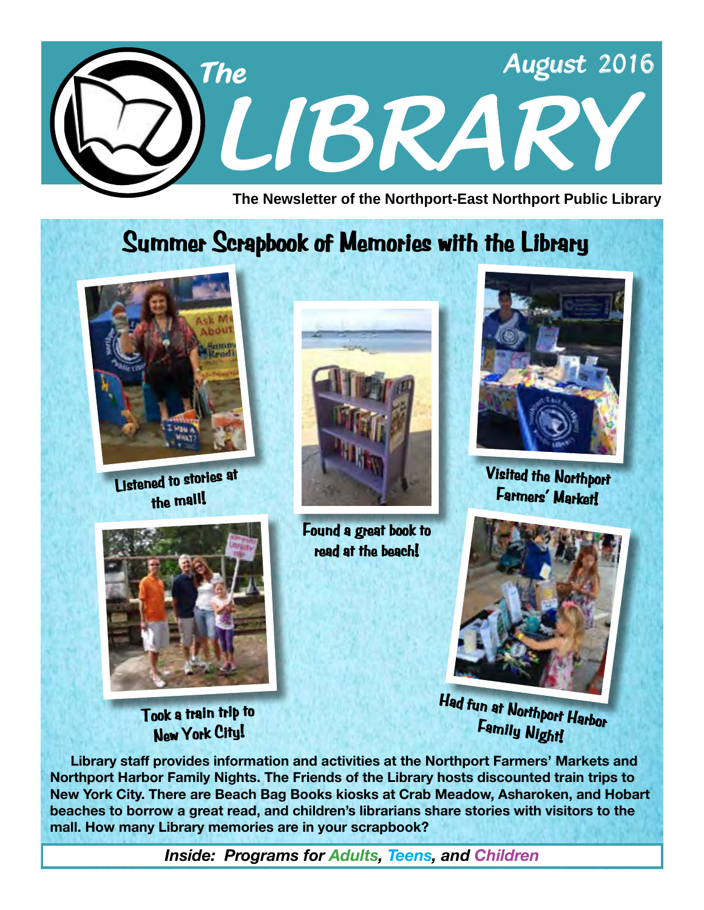# The LIBRARY

August 2016

**The Newsletter of the Northport-East Northport Public Library**

## Summer Scrapbook of Memories with the Library

Listened to stories at the mall!

Found a great book to read at the beach!

Visited the Northport Farmers' Market!

Took a train trip to New York City!

Had fun at Northport Harbor Family Night!

**Library staff provides information and activities at the Northport Farmers' Markets and Northport Harbor Family Nights. The Friends of the Library hosts discounted train trips to New York City. There are Beach Bag Books kiosks at Crab Meadow, Asharoken, and Hobart beaches to borrow a great read, and children's librarians share stories with visitors to the mall. How many Library memories are in your scrapbook?**

***Inside: Programs for Adults, Teens, and Children***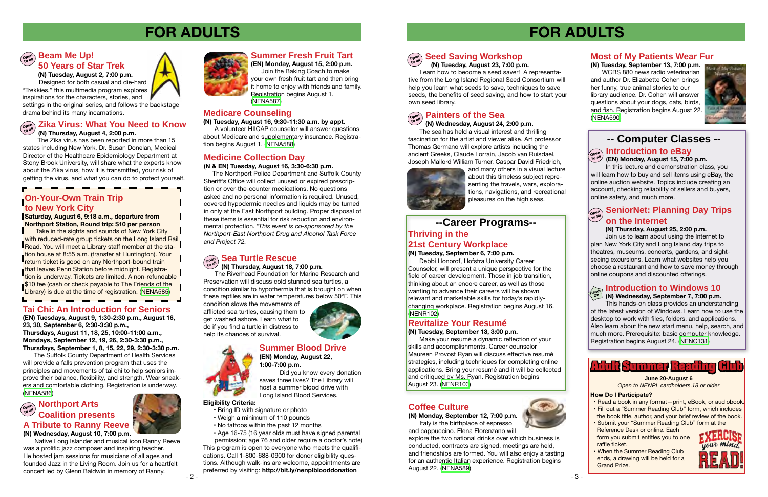# FOR ADULTS

## Beam Me Up! 50 Years of Star Trek

**(N) Tuesday, August 2, 7:00 p.m.**

Designed for both casual and die-hard "Trekkies," this multimedia program explores inspirations for the characters, stories, and settings in the original series, and follows the backstage drama behind its many incarnations.

## Zika Virus: What You Need to Know

**(N) Thursday, August 4, 2:00 p.m.**

The Zika virus has been reported in more than 15 states including New York. Dr. Susan Donelan, Medical Director of the Healthcare Epidemiology Department at Stony Brook University, will share what the experts know about the Zika virus, how it is transmitted, your risk of getting the virus, and what you can do to protect yourself.

## On-Your-Own Train Trip to New York City

**Saturday, August 6, 9:18 a.m., departure from Northport Station, Round trip: $10 per person**

Take in the sights and sounds of New York City with reduced-rate group tickets on the Long Island Rail Road. You will meet a Library staff member at the station house at 8:55 a.m. (transfer at Huntington). Your return ticket is good on any Northport-bound train that leaves Penn Station before midnight. Registration is underway. Tickets are limited. A non-refundable $10 fee (cash or check payable to The Friends of the Library) is due at the time of registration. (NENA585)

## Tai Chi: An Introduction for Seniors

**(EN) Tuesdays, August 9, 1:30-2:30 p.m., August 16, 23, 30, September 6, 2:30-3:30 p.m.,**
**Thursdays, August 11, 18, 25, 10:00-11:00 a.m.,**
**Mondays, September 12, 19, 26, 2:30-3:30 p.m.,**
**Thursdays, September 1, 8, 15, 22, 29, 2:30-3:30 p.m.**

The Suffolk County Department of Health Services will provide a falls prevention program that uses the principles and movements of tai chi to help seniors improve their balance, flexibility, and strength. Wear sneakers and comfortable clothing. Registration is underway. (NENA586)

## Northport Arts Coalition presents A Tribute to Ranny Reeve

**(N) Wednesday, August 10, 7:00 p.m.**

Native Long Islander and musical icon Ranny Reeve was a prolific jazz composer and inspiring teacher. He hosted jam sessions for musicians of all ages and founded Jazz in the Living Room. Join us for a heartfelt concert led by Glenn Baldwin in memory of Ranny.

## Summer Fresh Fruit Tart

**(EN) Monday, August 15, 2:00 p.m.**

Join the Baking Coach to make your own fresh fruit tart and then bring it home to enjoy with friends and family. Registration begins August 1. (NENA587)

## Medicare Counseling

**(N) Tuesday, August 16, 9:30-11:30 a.m. by appt.**

A volunteer HIICAP counselor will answer questions about Medicare and supplementary insurance. Registration begins August 1. (NENA588)

## Medicine Collection Day

**(N & EN) Tuesday, August 16, 3:30-6:30 p.m.**

The Northport Police Department and Suffolk County Sheriff's Office will collect unused or expired prescription or over-the-counter medications. No questions asked and no personal information is required. Unused, covered hypodermic needles and liquids may be turned in only at the East Northport building. Proper disposal of these items is essential for risk reduction and environmental protection. *\*This event is co-sponsored by the Northport-East Northport Drug and Alcohol Task Force and Project 72.*

## Sea Turtle Rescue

**(N) Thursday, August 18, 7:00 p.m.**

The Riverhead Foundation for Marine Research and Preservation will discuss cold stunned sea turtles, a condition similar to hypothermia that is brought on when these reptiles are in water temperatures below 50°F. This condition slows the movements of afflicted sea turtles, causing them to get washed ashore. Learn what to do if you find a turtle in distress to help its chances of survival.

## Summer Blood Drive

**(EN) Monday, August 22, 1:00-7:00 p.m.**

Did you know every donation saves three lives? The Library will host a summer blood drive with Long Island Blood Services.

**Eligibility Criteria:**

- Bring ID with signature or photo
- Weigh a minimum of 110 pounds
- No tattoos within the past 12 months
- Age 16-75 (16 year olds must have signed parental permission; age 76 and older require a doctor's note)

This program is open to everyone who meets the qualifications. Call 1-800-688-0900 for donor eligibility questions. Although walk-ins are welcome, appointments are preferred by visiting: **http://bit.ly/nenplblooddonation**

# FOR ADULTS

## Seed Saving Workshop

**(N) Tuesday, August 23, 7:00 p.m.**

Learn how to become a seed saver! A representative from the Long Island Regional Seed Consortium will help you learn what seeds to save, techniques to save seeds, the benefits of seed saving, and how to start your own seed library.

## Painters of the Sea

**(N) Wednesday, August 24, 2:00 p.m.**

The sea has held a visual interest and thrilling fascination for the artist and viewer alike. Art professor Thomas Germano will explore artists including the ancient Greeks, Claude Lorrain, Jacob van Ruisdael, Joseph Mallord William Turner, Caspar David Friedrich, and many others in a visual lecture about this timeless subject representing the travels, wars, explorations, navigations, and recreational pleasures on the high seas.

## --Career Programs--

### Thriving in the 21st Century Workplace

**(N) Tuesday, September 6, 7:00 p.m.**

Debbi Honorof, Hofstra University Career Counselor, will present a unique perspective for the field of career development. Those in job transition, thinking about an encore career, as well as those wanting to advance their careers will be shown relevant and marketable skills for today's rapidly-changing workplace. Registration begins August 16. (NENR102)

### Revitalize Your Resumé

**(N) Tuesday, September 13, 3:00 p.m.**

Make your resumé a dynamic reflection of your skills and accomplishments. Career counselor Maureen Provost Ryan will discuss effective resumé strategies, including techniques for completing online applications. Bring your resumé and it will be collected and critiqued by Ms. Ryan. Registration begins August 23. (NENR103)

## Coffee Culture

**(N) Monday, September 12, 7:00 p.m.**

Italy is the birthplace of espresso and cappuccino. Elena Florenzano will explore the two national drinks over which business is conducted, contracts are signed, meetings are held, and friendships are formed. You will also enjoy a tasting for an authentic Italian experience. Registration begins August 22. (NENA589)

## Most of My Patients Wear Fur

**(N) Tuesday, September 13, 7:00 p.m.**

WCBS 880 news radio veterinarian and author Dr. Elizabette Cohen brings her funny, true animal stories to our library audience. Dr. Cohen will answer questions about your dogs, cats, birds, and fish. Registration begins August 22. (NENA590)

## -- Computer Classes --

### Introduction to eBay

**(EN) Monday, August 15, 7:00 p.m.**

In this lecture and demonstration class, you will learn how to buy and sell items using eBay, the online auction website. Topics include creating an account, checking reliability of sellers and buyers, online safety, and much more.

### SeniorNet: Planning Day Trips on the Internet

**(N) Thursday, August 25, 2:00 p.m.**

Join us to learn about using the Internet to plan New York City and Long Island day trips to theatres, museums, concerts, gardens, and sightseeing excursions. Learn what websites help you choose a restaurant and how to save money through online coupons and discounted offerings.

### Introduction to Windows 10

**(N) Wednesday, September 7, 7:00 p.m.**

This hands-on class provides an understanding of the latest version of Windows. Learn how to use the desktop to work with files, folders, and applications. Also learn about the new start menu, help, search, and much more. Prerequisite: basic computer knowledge. Registration begins August 24. (NENC131)

## Adult Summer Reading Club

**June 20-August 6**

*Open to NENPL cardholders,18 or older*

**How Do I Participate?**

- Read a book in any format—print, eBook, or audiobook.
- Fill out a "Summer Reading Club" form, which includes the book title, author, and your brief review of the book.
- Submit your "Summer Reading Club" form at the Reference Desk or online. Each form you submit entitles you to one raffle ticket.
- When the Summer Reading Club ends, a drawing will be held for a Grand Prize.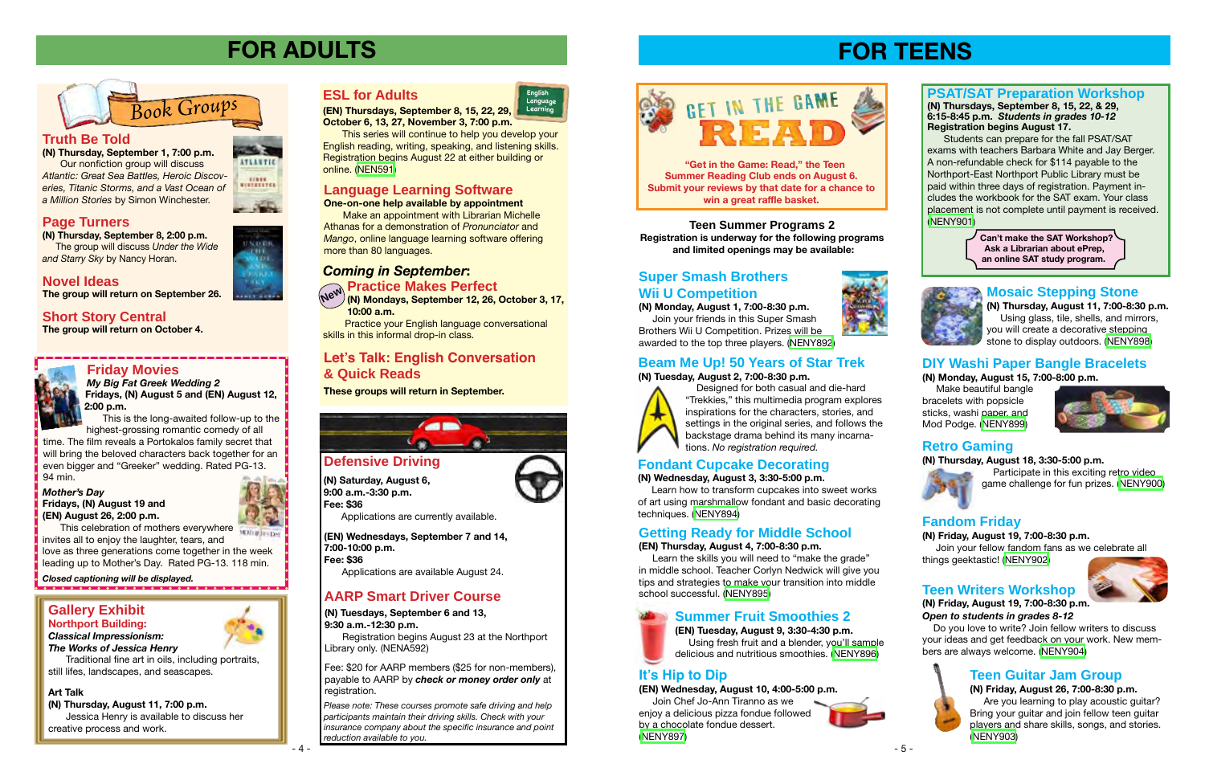# FOR ADULTS

## Book Groups

### Truth Be Told

**(N) Thursday, September 1, 7:00 p.m.**

Our nonfiction group will discuss *Atlantic: Great Sea Battles, Heroic Discoveries, Titanic Storms, and a Vast Ocean of a Million Stories* by Simon Winchester.

### Page Turners

**(N) Thursday, September 8, 2:00 p.m.**

The group will discuss *Under the Wide and Starry Sky* by Nancy Horan.

### Novel Ideas

**The group will return on September 26.**

### Short Story Central

**The group will return on October 4.**

## Friday Movies

***My Big Fat Greek Wedding 2***

**Fridays, (N) August 5 and (EN) August 12, 2:00 p.m.**

This is the long-awaited follow-up to the highest-grossing romantic comedy of all time. The film reveals a Portokalos family secret that will bring the beloved characters back together for an even bigger and "Greeker" wedding. Rated PG-13. 94 min.

***Mother's Day***

**Fridays, (N) August 19 and (EN) August 26, 2:00 p.m.**

This celebration of mothers everywhere invites all to enjoy the laughter, tears, and love as three generations come together in the week leading up to Mother's Day. Rated PG-13. 118 min.

***Closed captioning will be displayed.***

## Gallery Exhibit

**Northport Building:**

***Classical Impressionism:***

***The Works of Jessica Henry***

Traditional fine art in oils, including portraits, still lifes, landscapes, and seascapes.

**Art Talk**

**(N) Thursday, August 11, 7:00 p.m.**

Jessica Henry is available to discuss her creative process and work.

## ESL for Adults

**(EN) Thursdays, September 8, 15, 22, 29, October 6, 13, 27, November 3, 7:00 p.m.**

This series will continue to help you develop your English reading, writing, speaking, and listening skills. Registration begins August 22 at either building or online. (NEN591)

## Language Learning Software

**One-on-one help available by appointment**

Make an appointment with Librarian Michelle Athanas for a demonstration of *Pronunciator* and *Mango*, online language learning software offering more than 80 languages.

## *Coming in September*:

### Practice Makes Perfect

New

**(N) Mondays, September 12, 26, October 3, 17, 10:00 a.m.**

Practice your English language conversational skills in this informal drop-in class.

## Let's Talk: English Conversation & Quick Reads

**These groups will return in September.**

## Defensive Driving

**(N) Saturday, August 6, 9:00 a.m.-3:30 p.m.**
**Fee: $36**

Applications are currently available.

**(EN) Wednesdays, September 7 and 14, 7:00-10:00 p.m.**
**Fee: $36**

Applications are available August 24.

## AARP Smart Driver Course

**(N) Tuesdays, September 6 and 13, 9:30 a.m.-12:30 p.m.**

Registration begins August 23 at the Northport Library only. (NENA592)

Fee: $20 for AARP members ($25 for non-members), payable to AARP by ***check or money order only*** at registration.

*Please note: These courses promote safe driving and help participants maintain their driving skills. Check with your insurance company about the specific insurance and point reduction available to you.*

# FOR TEENS

## Get in the Game READ

**"Get in the Game: Read," the Teen Summer Reading Club ends on August 6. Submit your reviews by that date for a chance to win a great raffle basket.**

**Teen Summer Programs 2**

**Registration is underway for the following programs and limited openings may be available:**

### Super Smash Brothers Wii U Competition

**(N) Monday, August 1, 7:00-8:30 p.m.**

Join your friends in this Super Smash Brothers Wii U Competition. Prizes will be awarded to the top three players. (NENY892)

### Beam Me Up! 50 Years of Star Trek

**(N) Tuesday, August 2, 7:00-8:30 p.m.**

Designed for both casual and die-hard "Trekkies," this multimedia program explores inspirations for the characters, stories, and settings in the original series, and follows the backstage drama behind its many incarnations. *No registration required.*

### Fondant Cupcake Decorating

**(N) Wednesday, August 3, 3:30-5:00 p.m.**

Learn how to transform cupcakes into sweet works of art using marshmallow fondant and basic decorating techniques. (NENY894)

### Getting Ready for Middle School

**(EN) Thursday, August 4, 7:00-8:30 p.m.**

Learn the skills you will need to "make the grade" in middle school. Teacher Corlyn Nedwick will give you tips and strategies to make your transition into middle school successful. (NENY895)

### Summer Fruit Smoothies 2

**(EN) Tuesday, August 9, 3:30-4:30 p.m.**

Using fresh fruit and a blender, you'll sample delicious and nutritious smoothies. (NENY896)

### It's Hip to Dip

**(EN) Wednesday, August 10, 4:00-5:00 p.m.**

Join Chef Jo-Ann Tiranno as we enjoy a delicious pizza fondue followed by a chocolate fondue dessert. (NENY897)

### PSAT/SAT Preparation Workshop

**(N) Thursdays, September 8, 15, 22, & 29, 6:15-8:45 p.m. *Students in grades 10-12***
**Registration begins August 17.**

Students can prepare for the fall PSAT/SAT exams with teachers Barbara White and Jay Berger. A non-refundable check for $114 payable to the Northport-East Northport Public Library must be paid within three days of registration. Payment includes the workbook for the SAT exam. Your class placement is not complete until payment is received. (NENY901)

**Can't make the SAT Workshop? Ask a Librarian about ePrep, an online SAT study program.**

### Mosaic Stepping Stone

**(N) Thursday, August 11, 7:00-8:30 p.m.**

Using glass, tile, shells, and mirrors, you will create a decorative stepping stone to display outdoors. (NENY898)

### DIY Washi Paper Bangle Bracelets

**(N) Monday, August 15, 7:00-8:00 p.m.**

Make beautiful bangle bracelets with popsicle sticks, washi paper, and Mod Podge. (NENY899)

### Retro Gaming

**(N) Thursday, August 18, 3:30-5:00 p.m.**

Participate in this exciting retro video game challenge for fun prizes. (NENY900)

### Fandom Friday

**(N) Friday, August 19, 7:00-8:30 p.m.**

Join your fellow fandom fans as we celebrate all things geektastic! (NENY902)

### Teen Writers Workshop

**(N) Friday, August 19, 7:00-8:30 p.m.**
***Open to students in grades 8-12***

Do you love to write? Join fellow writers to discuss your ideas and get feedback on your work. New members are always welcome. (NENY904)

### Teen Guitar Jam Group

**(N) Friday, August 26, 7:00-8:30 p.m.**

Are you learning to play acoustic guitar? Bring your guitar and join fellow teen guitar players and share skills, songs, and stories. (NENY903)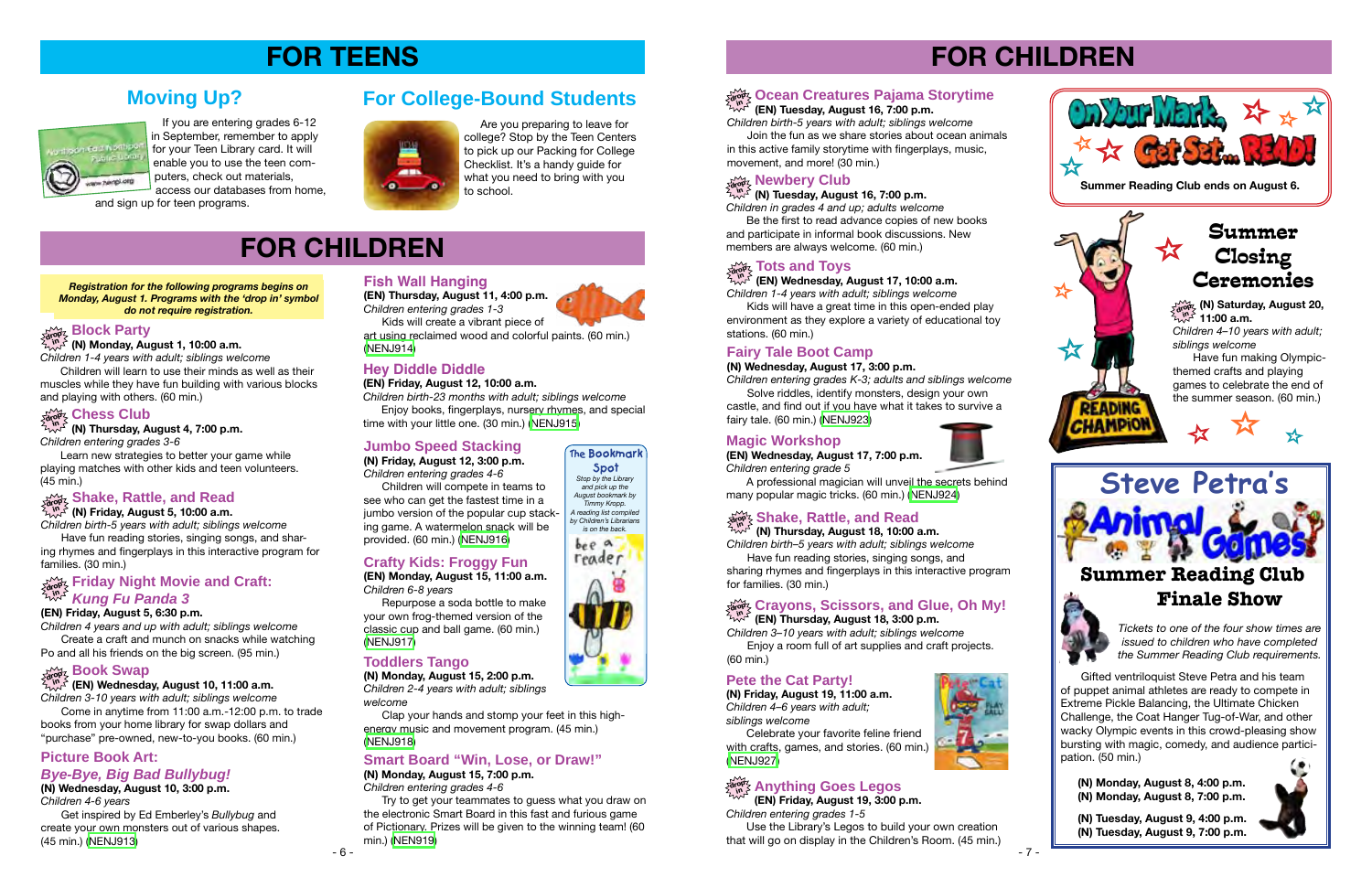# FOR TEENS

## Moving Up?

If you are entering grades 6-12 in September, remember to apply for your Teen Library card. It will enable you to use the teen computers, check out materials, access our databases from home, and sign up for teen programs.

## For College-Bound Students

Are you preparing to leave for college? Stop by the Teen Centers to pick up our Packing for College Checklist. It's a handy guide for what you need to bring with you to school.

# FOR CHILDREN

***Registration for the following programs begins on Monday, August 1. Programs with the 'drop in' symbol do not require registration.***

### Block Party

**(N) Monday, August 1, 10:00 a.m.**
*Children 1-4 years with adult; siblings welcome*
Children will learn to use their minds as well as their muscles while they have fun building with various blocks and playing with others. (60 min.)

### Chess Club

**(N) Thursday, August 4, 7:00 p.m.**
*Children entering grades 3-6*
Learn new strategies to better your game while playing matches with other kids and teen volunteers. (45 min.)

### Shake, Rattle, and Read

**(N) Friday, August 5, 10:00 a.m.**
*Children birth-5 years with adult; siblings welcome*
Have fun reading stories, singing songs, and sharing rhymes and fingerplays in this interactive program for families. (30 min.)

### Friday Night Movie and Craft: *Kung Fu Panda 3*

**(EN) Friday, August 5, 6:30 p.m.**
*Children 4 years and up with adult; siblings welcome*
Create a craft and munch on snacks while watching Po and all his friends on the big screen. (95 min.)

### Book Swap

**(EN) Wednesday, August 10, 11:00 a.m.**
*Children 3-10 years with adult; siblings welcome*
Come in anytime from 11:00 a.m.-12:00 p.m. to trade books from your home library for swap dollars and "purchase" pre-owned, new-to-you books. (60 min.)

### Picture Book Art: *Bye-Bye, Big Bad Bullybug!*

**(N) Wednesday, August 10, 3:00 p.m.**
*Children 4-6 years*
Get inspired by Ed Emberley's *Bullybug* and create your own monsters out of various shapes. (45 min.) (NENJ913)

### Fish Wall Hanging

**(EN) Thursday, August 11, 4:00 p.m.**
*Children entering grades 1-3*
Kids will create a vibrant piece of art using reclaimed wood and colorful paints. (60 min.) (NENJ914)

### Hey Diddle Diddle

**(EN) Friday, August 12, 10:00 a.m.**
*Children birth-23 months with adult; siblings welcome*
Enjoy books, fingerplays, nursery rhymes, and special time with your little one. (30 min.) (NENJ915)

### Jumbo Speed Stacking

**(N) Friday, August 12, 3:00 p.m.**
*Children entering grades 4-6*
Children will compete in teams to see who can get the fastest time in a jumbo version of the popular cup stacking game. A watermelon snack will be provided. (60 min.) (NENJ916)

**The Bookmark Spot**
*Stop by the Library and pick up the August bookmark by Timmy Kropp. A reading list compiled by Children's Librarians is on the back.*

### Crafty Kids: Froggy Fun

**(EN) Monday, August 15, 11:00 a.m.**
*Children 6-8 years*
Repurpose a soda bottle to make your own frog-themed version of the classic cup and ball game. (60 min.) (NENJ917)

### Toddlers Tango

**(N) Monday, August 15, 2:00 p.m.**
*Children 2-4 years with adult; siblings welcome*
Clap your hands and stomp your feet in this high-energy music and movement program. (45 min.) (NENJ918)

### Smart Board "Win, Lose, or Draw!"

**(N) Monday, August 15, 7:00 p.m.**
*Children entering grades 4-6*
Try to get your teammates to guess what you draw on the electronic Smart Board in this fast and furious game of Pictionary. Prizes will be given to the winning team! (60 min.) (NEN919)

# FOR CHILDREN

### Ocean Creatures Pajama Storytime

**(EN) Tuesday, August 16, 7:00 p.m.**
*Children birth-5 years with adult; siblings welcome*
Join the fun as we share stories about ocean animals in this active family storytime with fingerplays, music, movement, and more! (30 min.)

### Newbery Club

**(N) Tuesday, August 16, 7:00 p.m.**
*Children in grades 4 and up; adults welcome*
Be the first to read advance copies of new books and participate in informal book discussions. New members are always welcome. (60 min.)

### Tots and Toys

**(EN) Wednesday, August 17, 10:00 a.m.**
*Children 1-4 years with adult; siblings welcome*
Kids will have a great time in this open-ended play environment as they explore a variety of educational toy stations. (60 min.)

### Fairy Tale Boot Camp

**(N) Wednesday, August 17, 3:00 p.m.**
*Children entering grades K-3; adults and siblings welcome*
Solve riddles, identify monsters, design your own castle, and find out if you have what it takes to survive a fairy tale. (60 min.) (NENJ923)

### Magic Workshop

**(EN) Wednesday, August 17, 7:00 p.m.**
*Children entering grade 5*
A professional magician will unveil the secrets behind many popular magic tricks. (60 min.) (NENJ924)

### Shake, Rattle, and Read

**(N) Thursday, August 18, 10:00 a.m.**
*Children birth–5 years with adult; siblings welcome*
Have fun reading stories, singing songs, and sharing rhymes and fingerplays in this interactive program for families. (30 min.)

### Crayons, Scissors, and Glue, Oh My!

**(EN) Thursday, August 18, 3:00 p.m.**
*Children 3–10 years with adult; siblings welcome*
Enjoy a room full of art supplies and craft projects. (60 min.)

### Pete the Cat Party!

**(N) Friday, August 19, 11:00 a.m.**
*Children 4–6 years with adult; siblings welcome*
Celebrate your favorite feline friend with crafts, games, and stories. (60 min.) (NENJ927)

### Anything Goes Legos

**(EN) Friday, August 19, 3:00 p.m.**
*Children entering grades 1-5*
Use the Library's Legos to build your own creation that will go on display in the Children's Room. (45 min.)

## On Your Mark, Get Set... READ!

**Summer Reading Club ends on August 6.**

## Summer Closing Ceremonies

**(N) Saturday, August 20, 11:00 a.m.**
*Children 4–10 years with adult; siblings welcome*
Have fun making Olympic-themed crafts and playing games to celebrate the end of the summer season. (60 min.)

## Steve Petra's Animal Games

## Summer Reading Club Finale Show

*Tickets to one of the four show times are issued to children who have completed the Summer Reading Club requirements.*

Gifted ventriloquist Steve Petra and his team of puppet animal athletes are ready to compete in Extreme Pickle Balancing, the Ultimate Chicken Challenge, the Coat Hanger Tug-of-War, and other wacky Olympic events in this crowd-pleasing show bursting with magic, comedy, and audience participation. (50 min.)

**(N) Monday, August 8, 4:00 p.m.**
**(N) Monday, August 8, 7:00 p.m.**

**(N) Tuesday, August 9, 4:00 p.m.**
**(N) Tuesday, August 9, 7:00 p.m.**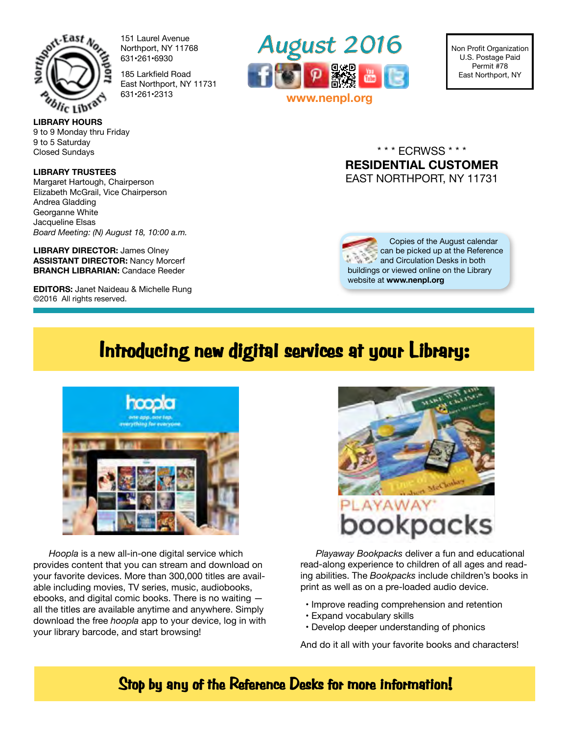151 Laurel Avenue
Northport, NY 11768
631•261•6930

185 Larkfield Road
East Northport, NY 11731
631•261•2313

# August 2016

www.nenpl.org

Non Profit Organization
U.S. Postage Paid
Permit #78
East Northport, NY

**LIBRARY HOURS**
9 to 9 Monday thru Friday
9 to 5 Saturday
Closed Sundays

**LIBRARY TRUSTEES**
Margaret Hartough, Chairperson
Elizabeth McGrail, Vice Chairperson
Andrea Gladding
Georganne White
Jacqueline Elsas
*Board Meeting: (N) August 18, 10:00 a.m.*

**LIBRARY DIRECTOR:** James Olney
**ASSISTANT DIRECTOR:** Nancy Morcerf
**BRANCH LIBRARIAN:** Candace Reeder

**EDITORS:** Janet Naideau & Michelle Rung
©2016 All rights reserved.

\* \* \* ECRWSS \* \* \*
**RESIDENTIAL CUSTOMER**
EAST NORTHPORT, NY 11731

Copies of the August calendar can be picked up at the Reference and Circulation Desks in both buildings or viewed online on the Library website at **www.nenpl.org**

## Introducing new digital services at your Library:

*Hoopla* is a new all-in-one digital service which provides content that you can stream and download on your favorite devices. More than 300,000 titles are available including movies, TV series, music, audiobooks, ebooks, and digital comic books. There is no waiting — all the titles are available anytime and anywhere. Simply download the free *hoopla* app to your device, log in with your library barcode, and start browsing!

*Playaway Bookpacks* deliver a fun and educational read-along experience to children of all ages and reading abilities. The *Bookpacks* include children's books in print as well as on a pre-loaded audio device.

- Improve reading comprehension and retention
- Expand vocabulary skills
- Develop deeper understanding of phonics

And do it all with your favorite books and characters!

## Stop by any of the Reference Desks for more information!